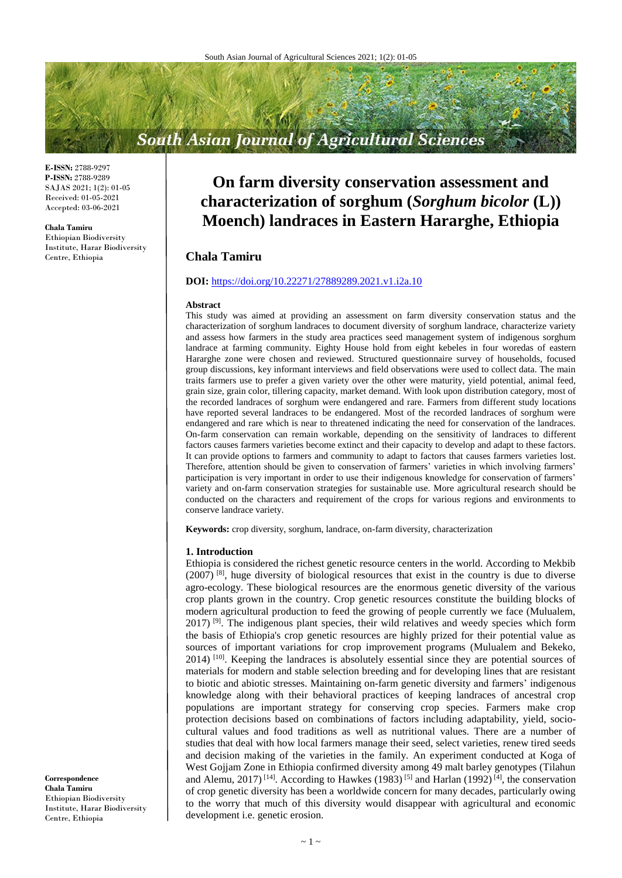**E-ISSN:** 2788-9297
**P-ISSN:** 2788-9289
SAJAS 2021; 1(2): 01-05
Received: 01-05-2021
Accepted: 03-06-2021

**Chala Tamiru**
Ethiopian Biodiversity Institute, Harar Biodiversity Centre, Ethiopia

**Correspondence**
**Chala Tamiru**
Ethiopian Biodiversity Institute, Harar Biodiversity Centre, Ethiopia

# On farm diversity conservation assessment and characterization of sorghum (*Sorghum bicolor* (L)) Moench) landraces in Eastern Hararghe, Ethiopia

## Chala Tamiru

**DOI:** https://doi.org/10.22271/27889289.2021.v1.i2a.10

### Abstract

This study was aimed at providing an assessment on farm diversity conservation status and the characterization of sorghum landraces to document diversity of sorghum landrace, characterize variety and assess how farmers in the study area practices seed management system of indigenous sorghum landrace at farming community. Eighty House hold from eight kebeles in four woredas of eastern Hararghe zone were chosen and reviewed. Structured questionnaire survey of households, focused group discussions, key informant interviews and field observations were used to collect data. The main traits farmers use to prefer a given variety over the other were maturity, yield potential, animal feed, grain size, grain color, tillering capacity, market demand. With look upon distribution category, most of the recorded landraces of sorghum were endangered and rare. Farmers from different study locations have reported several landraces to be endangered. Most of the recorded landraces of sorghum were endangered and rare which is near to threatened indicating the need for conservation of the landraces. On-farm conservation can remain workable, depending on the sensitivity of landraces to different factors causes farmers varieties become extinct and their capacity to develop and adapt to these factors. It can provide options to farmers and community to adapt to factors that causes farmers varieties lost. Therefore, attention should be given to conservation of farmers' varieties in which involving farmers' participation is very important in order to use their indigenous knowledge for conservation of farmers' variety and on-farm conservation strategies for sustainable use. More agricultural research should be conducted on the characters and requirement of the crops for various regions and environments to conserve landrace variety.

**Keywords:** crop diversity, sorghum, landrace, on-farm diversity, characterization

## 1. Introduction

Ethiopia is considered the richest genetic resource centers in the world. According to Mekbib (2007) [8], huge diversity of biological resources that exist in the country is due to diverse agro-ecology. These biological resources are the enormous genetic diversity of the various crop plants grown in the country. Crop genetic resources constitute the building blocks of modern agricultural production to feed the growing of people currently we face (Mulualem, 2017) [9]. The indigenous plant species, their wild relatives and weedy species which form the basis of Ethiopia's crop genetic resources are highly prized for their potential value as sources of important variations for crop improvement programs (Mulualem and Bekeko, 2014) [10]. Keeping the landraces is absolutely essential since they are potential sources of materials for modern and stable selection breeding and for developing lines that are resistant to biotic and abiotic stresses. Maintaining on-farm genetic diversity and farmers' indigenous knowledge along with their behavioral practices of keeping landraces of ancestral crop populations are important strategy for conserving crop species. Farmers make crop protection decisions based on combinations of factors including adaptability, yield, socio-cultural values and food traditions as well as nutritional values. There are a number of studies that deal with how local farmers manage their seed, select varieties, renew tired seeds and decision making of the varieties in the family. An experiment conducted at Koga of West Gojjam Zone in Ethiopia confirmed diversity among 49 malt barley genotypes (Tilahun and Alemu, 2017) [14]. According to Hawkes (1983) [5] and Harlan (1992) [4], the conservation of crop genetic diversity has been a worldwide concern for many decades, particularly owing to the worry that much of this diversity would disappear with agricultural and economic development i.e. genetic erosion.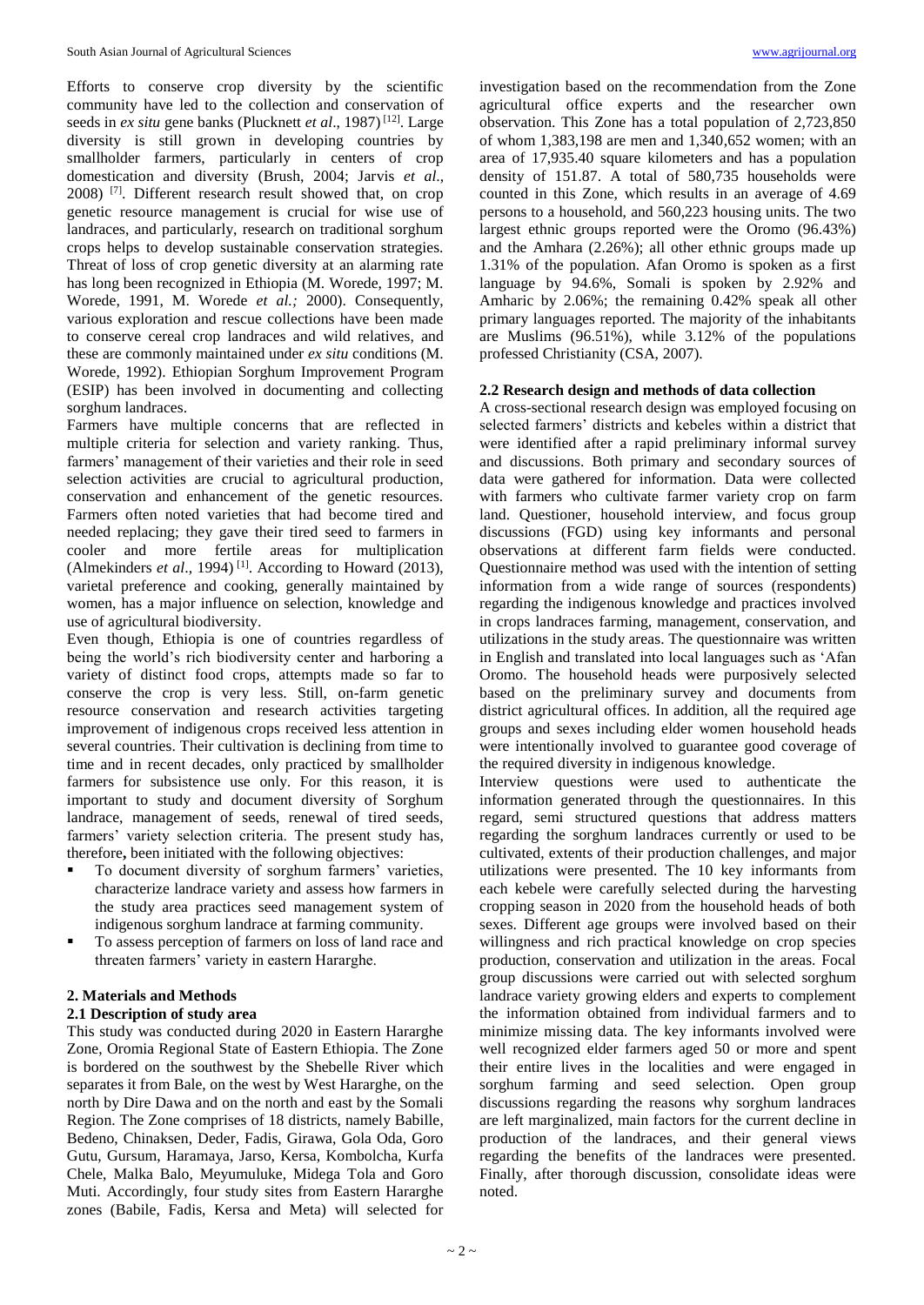Efforts to conserve crop diversity by the scientific community have led to the collection and conservation of seeds in *ex situ* gene banks (Plucknett *et al*., 1987) [12]. Large diversity is still grown in developing countries by smallholder farmers, particularly in centers of crop domestication and diversity (Brush, 2004; Jarvis *et al*., 2008) [7]. Different research result showed that, on crop genetic resource management is crucial for wise use of landraces, and particularly, research on traditional sorghum crops helps to develop sustainable conservation strategies. Threat of loss of crop genetic diversity at an alarming rate has long been recognized in Ethiopia (M. Worede, 1997; M. Worede, 1991, M. Worede *et al.;* 2000). Consequently, various exploration and rescue collections have been made to conserve cereal crop landraces and wild relatives, and these are commonly maintained under *ex situ* conditions (M. Worede, 1992). Ethiopian Sorghum Improvement Program (ESIP) has been involved in documenting and collecting sorghum landraces.

Farmers have multiple concerns that are reflected in multiple criteria for selection and variety ranking. Thus, farmers' management of their varieties and their role in seed selection activities are crucial to agricultural production, conservation and enhancement of the genetic resources. Farmers often noted varieties that had become tired and needed replacing; they gave their tired seed to farmers in cooler and more fertile areas for multiplication (Almekinders *et al*., 1994) [1]. According to Howard (2013), varietal preference and cooking, generally maintained by women, has a major influence on selection, knowledge and use of agricultural biodiversity.

Even though, Ethiopia is one of countries regardless of being the world's rich biodiversity center and harboring a variety of distinct food crops, attempts made so far to conserve the crop is very less. Still, on-farm genetic resource conservation and research activities targeting improvement of indigenous crops received less attention in several countries. Their cultivation is declining from time to time and in recent decades, only practiced by smallholder farmers for subsistence use only. For this reason, it is important to study and document diversity of Sorghum landrace, management of seeds, renewal of tired seeds, farmers' variety selection criteria. The present study has, therefore**,** been initiated with the following objectives:

- To document diversity of sorghum farmers' varieties, characterize landrace variety and assess how farmers in the study area practices seed management system of indigenous sorghum landrace at farming community.
- To assess perception of farmers on loss of land race and threaten farmers' variety in eastern Hararghe.

## 2. Materials and Methods

### 2.1 Description of study area

This study was conducted during 2020 in Eastern Hararghe Zone, Oromia Regional State of Eastern Ethiopia. The Zone is bordered on the southwest by the Shebelle River which separates it from Bale, on the west by West Hararghe, on the north by Dire Dawa and on the north and east by the Somali Region. The Zone comprises of 18 districts, namely Babille, Bedeno, Chinaksen, Deder, Fadis, Girawa, Gola Oda, Goro Gutu, Gursum, Haramaya, Jarso, Kersa, Kombolcha, Kurfa Chele, Malka Balo, Meyumuluke, Midega Tola and Goro Muti. Accordingly, four study sites from Eastern Hararghe zones (Babile, Fadis, Kersa and Meta) will selected for investigation based on the recommendation from the Zone agricultural office experts and the researcher own observation. This Zone has a total population of 2,723,850 of whom 1,383,198 are men and 1,340,652 women; with an area of 17,935.40 square kilometers and has a population density of 151.87. A total of 580,735 households were counted in this Zone, which results in an average of 4.69 persons to a household, and 560,223 housing units. The two largest ethnic groups reported were the Oromo (96.43%) and the Amhara (2.26%); all other ethnic groups made up 1.31% of the population. Afan Oromo is spoken as a first language by 94.6%, Somali is spoken by 2.92% and Amharic by 2.06%; the remaining 0.42% speak all other primary languages reported. The majority of the inhabitants are Muslims (96.51%), while 3.12% of the populations professed Christianity (CSA, 2007).

### 2.2 Research design and methods of data collection

A cross-sectional research design was employed focusing on selected farmers' districts and kebeles within a district that were identified after a rapid preliminary informal survey and discussions. Both primary and secondary sources of data were gathered for information. Data were collected with farmers who cultivate farmer variety crop on farm land. Questioner, household interview, and focus group discussions (FGD) using key informants and personal observations at different farm fields were conducted. Questionnaire method was used with the intention of setting information from a wide range of sources (respondents) regarding the indigenous knowledge and practices involved in crops landraces farming, management, conservation, and utilizations in the study areas. The questionnaire was written in English and translated into local languages such as 'Afan Oromo. The household heads were purposively selected based on the preliminary survey and documents from district agricultural offices. In addition, all the required age groups and sexes including elder women household heads were intentionally involved to guarantee good coverage of the required diversity in indigenous knowledge.

Interview questions were used to authenticate the information generated through the questionnaires. In this regard, semi structured questions that address matters regarding the sorghum landraces currently or used to be cultivated, extents of their production challenges, and major utilizations were presented. The 10 key informants from each kebele were carefully selected during the harvesting cropping season in 2020 from the household heads of both sexes. Different age groups were involved based on their willingness and rich practical knowledge on crop species production, conservation and utilization in the areas. Focal group discussions were carried out with selected sorghum landrace variety growing elders and experts to complement the information obtained from individual farmers and to minimize missing data. The key informants involved were well recognized elder farmers aged 50 or more and spent their entire lives in the localities and were engaged in sorghum farming and seed selection. Open group discussions regarding the reasons why sorghum landraces are left marginalized, main factors for the current decline in production of the landraces, and their general views regarding the benefits of the landraces were presented. Finally, after thorough discussion, consolidate ideas were noted.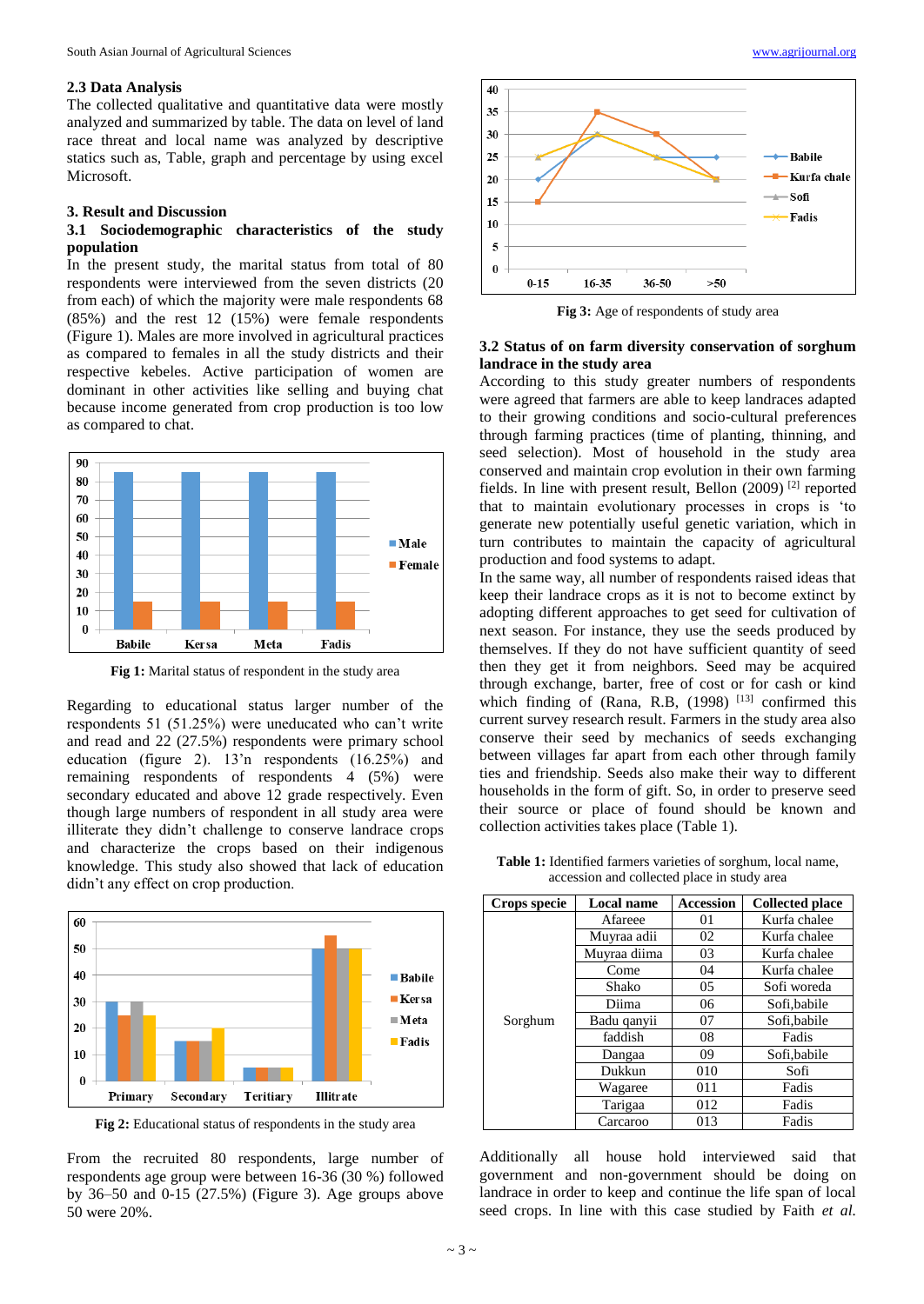### 2.3 Data Analysis

The collected qualitative and quantitative data were mostly analyzed and summarized by table. The data on level of land race threat and local name was analyzed by descriptive statics such as, Table, graph and percentage by using excel Microsoft.

## 3. Result and Discussion

### 3.1 Sociodemographic characteristics of the study population

In the present study, the marital status from total of 80 respondents were interviewed from the seven districts (20 from each) of which the majority were male respondents 68 (85%) and the rest 12 (15%) were female respondents (Figure 1). Males are more involved in agricultural practices as compared to females in all the study districts and their respective kebeles. Active participation of women are dominant in other activities like selling and buying chat because income generated from crop production is too low as compared to chat.

**Fig 1:** Marital status of respondent in the study area

Regarding to educational status larger number of the respondents 51 (51.25%) were uneducated who can't write and read and 22 (27.5%) respondents were primary school education (figure 2). 13'n respondents (16.25%) and remaining respondents of respondents 4 (5%) were secondary educated and above 12 grade respectively. Even though large numbers of respondent in all study area were illiterate they didn't challenge to conserve landrace crops and characterize the crops based on their indigenous knowledge. This study also showed that lack of education didn't any effect on crop production.

**Fig 2:** Educational status of respondents in the study area

From the recruited 80 respondents, large number of respondents age group were between 16-36 (30 %) followed by 36–50 and 0-15 (27.5%) (Figure 3). Age groups above 50 were 20%.

**Fig 3:** Age of respondents of study area

### 3.2 Status of on farm diversity conservation of sorghum landrace in the study area

According to this study greater numbers of respondents were agreed that farmers are able to keep landraces adapted to their growing conditions and socio-cultural preferences through farming practices (time of planting, thinning, and seed selection). Most of household in the study area conserved and maintain crop evolution in their own farming fields. In line with present result, Bellon (2009) [2] reported that to maintain evolutionary processes in crops is 'to generate new potentially useful genetic variation, which in turn contributes to maintain the capacity of agricultural production and food systems to adapt.

In the same way, all number of respondents raised ideas that keep their landrace crops as it is not to become extinct by adopting different approaches to get seed for cultivation of next season. For instance, they use the seeds produced by themselves. If they do not have sufficient quantity of seed then they get it from neighbors. Seed may be acquired through exchange, barter, free of cost or for cash or kind which finding of (Rana, R.B, (1998) [13] confirmed this current survey research result. Farmers in the study area also conserve their seed by mechanics of seeds exchanging between villages far apart from each other through family ties and friendship. Seeds also make their way to different households in the form of gift. So, in order to preserve seed their source or place of found should be known and collection activities takes place (Table 1).

**Table 1:** Identified farmers varieties of sorghum, local name, accession and collected place in study area

| Crops specie | Local name | Accession | Collected place |
|---|---|---|---|
| Sorghum | Afareee | 01 | Kurfa chalee |
| | Muyraa adii | 02 | Kurfa chalee |
| | Muyraa diima | 03 | Kurfa chalee |
| | Come | 04 | Kurfa chalee |
| | Shako | 05 | Sofi woreda |
| | Diima | 06 | Sofi,babile |
| | Badu qanyii | 07 | Sofi,babile |
| | faddish | 08 | Fadis |
| | Dangaa | 09 | Sofi,babile |
| | Dukkun | 010 | Sofi |
| | Wagaree | 011 | Fadis |
| | Tarigaa | 012 | Fadis |
| | Carcaroo | 013 | Fadis |

Additionally all house hold interviewed said that government and non-government should be doing on landrace in order to keep and continue the life span of local seed crops. In line with this case studied by Faith *et al.*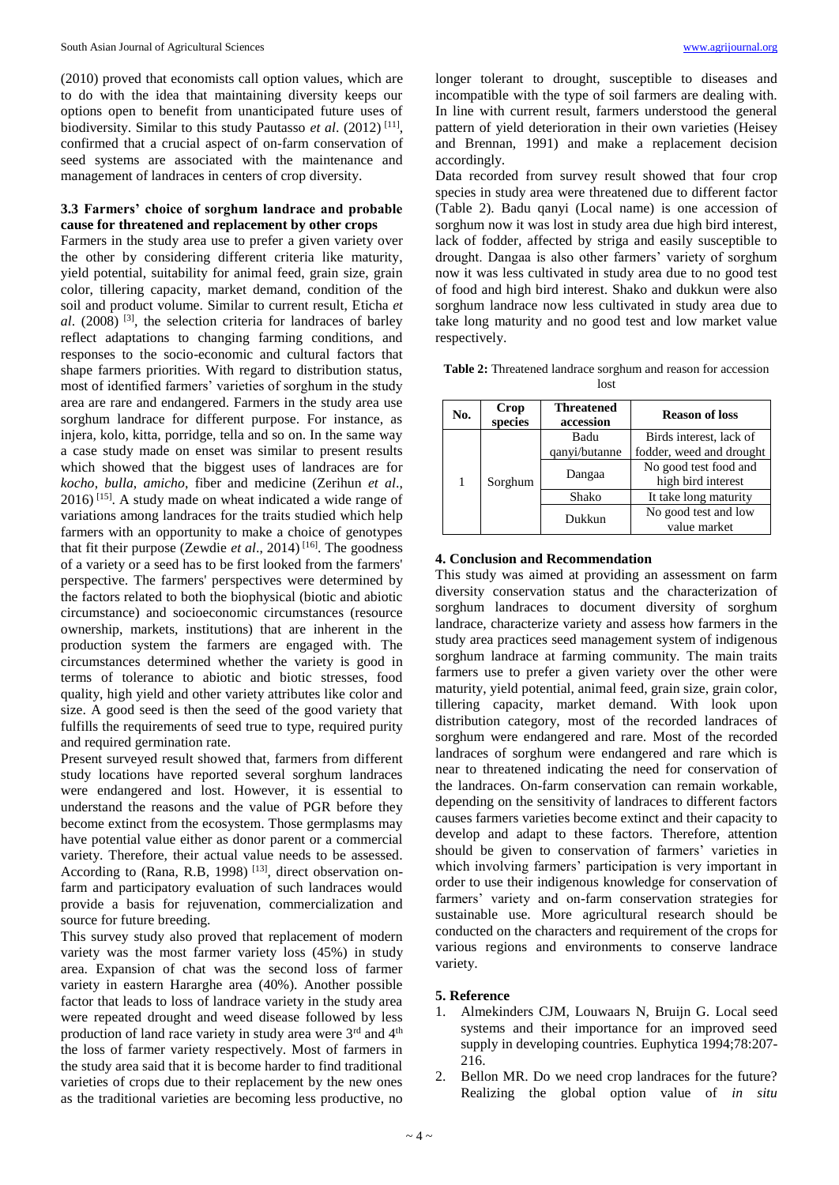(2010) proved that economists call option values, which are to do with the idea that maintaining diversity keeps our options open to benefit from unanticipated future uses of biodiversity. Similar to this study Pautasso *et al*. (2012) [11], confirmed that a crucial aspect of on-farm conservation of seed systems are associated with the maintenance and management of landraces in centers of crop diversity.

### 3.3 Farmers' choice of sorghum landrace and probable cause for threatened and replacement by other crops

Farmers in the study area use to prefer a given variety over the other by considering different criteria like maturity, yield potential, suitability for animal feed, grain size, grain color, tillering capacity, market demand, condition of the soil and product volume. Similar to current result, Eticha *et al*. (2008) [3], the selection criteria for landraces of barley reflect adaptations to changing farming conditions, and responses to the socio-economic and cultural factors that shape farmers priorities. With regard to distribution status, most of identified farmers' varieties of sorghum in the study area are rare and endangered. Farmers in the study area use sorghum landrace for different purpose. For instance, as injera, kolo, kitta, porridge, tella and so on. In the same way a case study made on enset was similar to present results which showed that the biggest uses of landraces are for *kocho*, *bulla*, *amicho*, fiber and medicine (Zerihun *et al*., 2016) [15]. A study made on wheat indicated a wide range of variations among landraces for the traits studied which help farmers with an opportunity to make a choice of genotypes that fit their purpose (Zewdie *et al*., 2014) [16]. The goodness of a variety or a seed has to be first looked from the farmers' perspective. The farmers' perspectives were determined by the factors related to both the biophysical (biotic and abiotic circumstance) and socioeconomic circumstances (resource ownership, markets, institutions) that are inherent in the production system the farmers are engaged with. The circumstances determined whether the variety is good in terms of tolerance to abiotic and biotic stresses, food quality, high yield and other variety attributes like color and size. A good seed is then the seed of the good variety that fulfills the requirements of seed true to type, required purity and required germination rate.

Present surveyed result showed that, farmers from different study locations have reported several sorghum landraces were endangered and lost. However, it is essential to understand the reasons and the value of PGR before they become extinct from the ecosystem. Those germplasms may have potential value either as donor parent or a commercial variety. Therefore, their actual value needs to be assessed. According to (Rana, R.B, 1998) [13], direct observation on-farm and participatory evaluation of such landraces would provide a basis for rejuvenation, commercialization and source for future breeding.

This survey study also proved that replacement of modern variety was the most farmer variety loss (45%) in study area. Expansion of chat was the second loss of farmer variety in eastern Hararghe area (40%). Another possible factor that leads to loss of landrace variety in the study area were repeated drought and weed disease followed by less production of land race variety in study area were 3rd and 4th the loss of farmer variety respectively. Most of farmers in the study area said that it is become harder to find traditional varieties of crops due to their replacement by the new ones as the traditional varieties are becoming less productive, no longer tolerant to drought, susceptible to diseases and incompatible with the type of soil farmers are dealing with. In line with current result, farmers understood the general pattern of yield deterioration in their own varieties (Heisey and Brennan, 1991) and make a replacement decision accordingly.

Data recorded from survey result showed that four crop species in study area were threatened due to different factor (Table 2). Badu qanyi (Local name) is one accession of sorghum now it was lost in study area due high bird interest, lack of fodder, affected by striga and easily susceptible to drought. Dangaa is also other farmers' variety of sorghum now it was less cultivated in study area due to no good test of food and high bird interest. Shako and dukkun were also sorghum landrace now less cultivated in study area due to take long maturity and no good test and low market value respectively.

**Table 2:** Threatened landrace sorghum and reason for accession lost

| No. | Crop species | Threatened accession | Reason of loss |
|---|---|---|---|
| 1 | Sorghum | Badu qanyi/butanne | Birds interest, lack of fodder, weed and drought |
| | | Dangaa | No good test food and high bird interest |
| | | Shako | It take long maturity |
| | | Dukkun | No good test and low value market |

## 4. Conclusion and Recommendation

This study was aimed at providing an assessment on farm diversity conservation status and the characterization of sorghum landraces to document diversity of sorghum landrace, characterize variety and assess how farmers in the study area practices seed management system of indigenous sorghum landrace at farming community. The main traits farmers use to prefer a given variety over the other were maturity, yield potential, animal feed, grain size, grain color, tillering capacity, market demand. With look upon distribution category, most of the recorded landraces of sorghum were endangered and rare. Most of the recorded landraces of sorghum were endangered and rare which is near to threatened indicating the need for conservation of the landraces. On-farm conservation can remain workable, depending on the sensitivity of landraces to different factors causes farmers varieties become extinct and their capacity to develop and adapt to these factors. Therefore, attention should be given to conservation of farmers' varieties in which involving farmers' participation is very important in order to use their indigenous knowledge for conservation of farmers' variety and on-farm conservation strategies for sustainable use. More agricultural research should be conducted on the characters and requirement of the crops for various regions and environments to conserve landrace variety.

## 5. Reference

1. Almekinders CJM, Louwaars N, Bruijn G. Local seed systems and their importance for an improved seed supply in developing countries. Euphytica 1994;78:207-216.
2. Bellon MR. Do we need crop landraces for the future? Realizing the global option value of *in situ*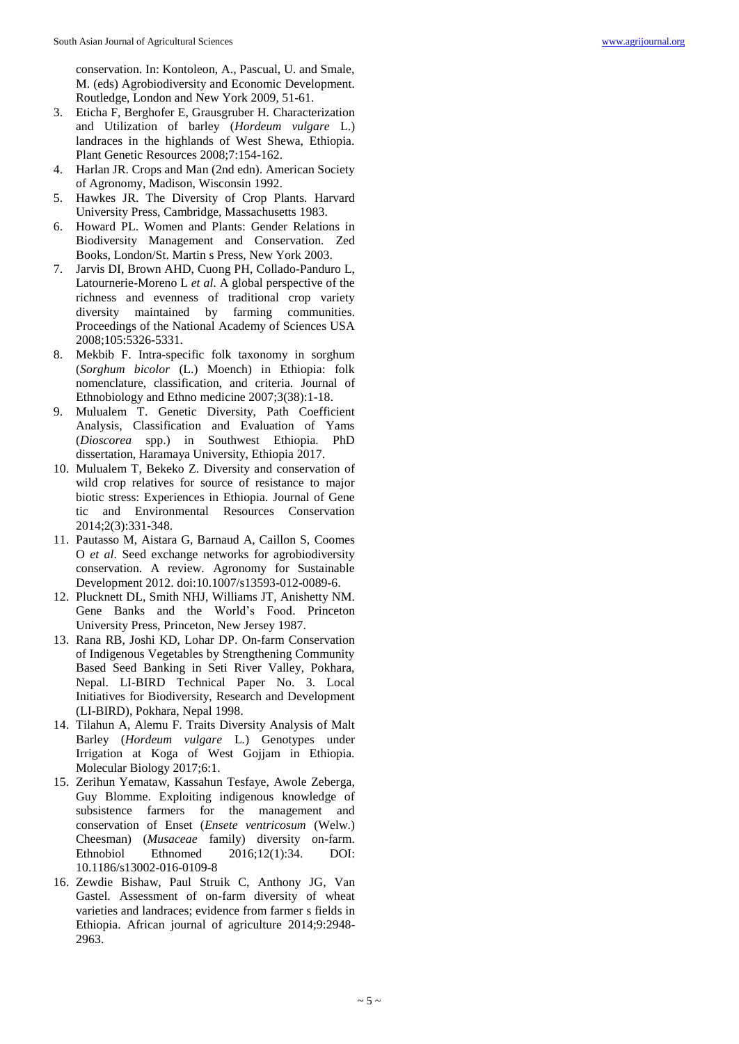conservation. In: Kontoleon, A., Pascual, U. and Smale, M. (eds) Agrobiodiversity and Economic Development. Routledge, London and New York 2009, 51-61.

3. Eticha F, Berghofer E, Grausgruber H. Characterization and Utilization of barley (*Hordeum vulgare* L.) landraces in the highlands of West Shewa, Ethiopia. Plant Genetic Resources 2008;7:154-162.
4. Harlan JR. Crops and Man (2nd edn). American Society of Agronomy, Madison, Wisconsin 1992.
5. Hawkes JR. The Diversity of Crop Plants. Harvard University Press, Cambridge, Massachusetts 1983.
6. Howard PL. Women and Plants: Gender Relations in Biodiversity Management and Conservation. Zed Books, London/St. Martin s Press, New York 2003.
7. Jarvis DI, Brown AHD, Cuong PH, Collado-Panduro L, Latournerie-Moreno L *et al*. A global perspective of the richness and evenness of traditional crop variety diversity maintained by farming communities. Proceedings of the National Academy of Sciences USA 2008;105:5326-5331.
8. Mekbib F. Intra-specific folk taxonomy in sorghum (*Sorghum bicolor* (L.) Moench) in Ethiopia: folk nomenclature, classification, and criteria. Journal of Ethnobiology and Ethno medicine 2007;3(38):1-18.
9. Mulualem T. Genetic Diversity, Path Coefficient Analysis, Classification and Evaluation of Yams (*Dioscorea* spp.) in Southwest Ethiopia. PhD dissertation, Haramaya University, Ethiopia 2017.
10. Mulualem T, Bekeko Z. Diversity and conservation of wild crop relatives for source of resistance to major biotic stress: Experiences in Ethiopia. Journal of Gene tic and Environmental Resources Conservation 2014;2(3):331-348.
11. Pautasso M, Aistara G, Barnaud A, Caillon S, Coomes O *et al*. Seed exchange networks for agrobiodiversity conservation. A review. Agronomy for Sustainable Development 2012. doi:10.1007/s13593-012-0089-6.
12. Plucknett DL, Smith NHJ, Williams JT, Anishetty NM. Gene Banks and the World's Food. Princeton University Press, Princeton, New Jersey 1987.
13. Rana RB, Joshi KD, Lohar DP. On-farm Conservation of Indigenous Vegetables by Strengthening Community Based Seed Banking in Seti River Valley, Pokhara, Nepal. LI-BIRD Technical Paper No. 3. Local Initiatives for Biodiversity, Research and Development (LI-BIRD), Pokhara, Nepal 1998.
14. Tilahun A, Alemu F. Traits Diversity Analysis of Malt Barley (*Hordeum vulgare* L.) Genotypes under Irrigation at Koga of West Gojjam in Ethiopia. Molecular Biology 2017;6:1.
15. Zerihun Yemataw, Kassahun Tesfaye, Awole Zeberga, Guy Blomme. Exploiting indigenous knowledge of subsistence farmers for the management and conservation of Enset (*Ensete ventricosum* (Welw.) Cheesman) (*Musaceae* family) diversity on-farm. Ethnobiol Ethnomed 2016;12(1):34. DOI: 10.1186/s13002-016-0109-8
16. Zewdie Bishaw, Paul Struik C, Anthony JG, Van Gastel. Assessment of on-farm diversity of wheat varieties and landraces; evidence from farmer s fields in Ethiopia. African journal of agriculture 2014;9:2948-2963.